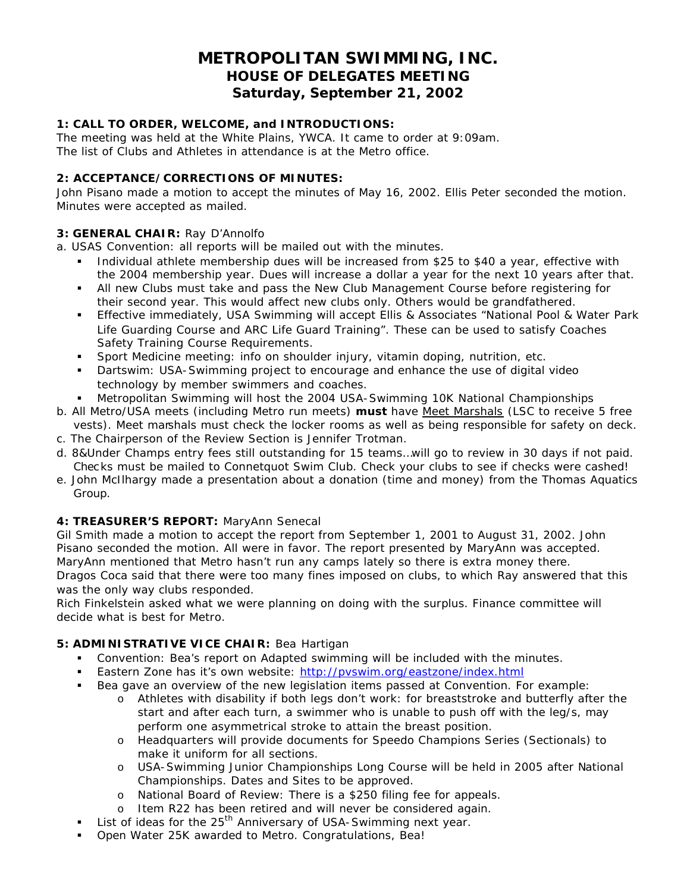# METROPOLITAN SWIMMING, INC.
## HOUSE OF DELEGATES MEETING
## Saturday, September 21, 2002

### 1: CALL TO ORDER, WELCOME, and INTRODUCTIONS:

The meeting was held at the White Plains, YWCA. It came to order at 9:09am.
The list of Clubs and Athletes in attendance is at the Metro office.

### 2: ACCEPTANCE/CORRECTIONS OF MINUTES:

John Pisano made a motion to accept the minutes of May 16, 2002. Ellis Peter seconded the motion. Minutes were accepted as mailed.

### 3: GENERAL CHAIR: Ray D'Annolfo

a. USAS Convention: all reports will be mailed out with the minutes.

- Individual athlete membership dues will be increased from $25 to $40 a year, effective with the 2004 membership year. Dues will increase a dollar a year for the next 10 years after that.
- All new Clubs must take and pass the New Club Management Course before registering for their second year. This would affect new clubs only. Others would be grandfathered.
- Effective immediately, USA Swimming will accept Ellis & Associates "National Pool & Water Park Life Guarding Course and ARC Life Guard Training". These can be used to satisfy Coaches Safety Training Course Requirements.
- Sport Medicine meeting: info on shoulder injury, vitamin doping, nutrition, etc.
- Dartswim: USA-Swimming project to encourage and enhance the use of digital video technology by member swimmers and coaches.
- Metropolitan Swimming will host the 2004 USA-Swimming 10K National Championships

b. All Metro/USA meets (including Metro run meets) **must** have <u>Meet Marshals</u> (LSC to receive 5 free vests). Meet marshals must check the locker rooms as well as being responsible for safety on deck.

c. The Chairperson of the Review Section is Jennifer Trotman.

d. 8&Under Champs entry fees still outstanding for 15 teams…will go to review in 30 days if not paid. Checks must be mailed to Connetquot Swim Club. Check your clubs to see if checks were cashed!

e. John McIlhargy made a presentation about a donation (time and money) from the Thomas Aquatics Group.

### 4: TREASURER'S REPORT: MaryAnn Senecal

Gil Smith made a motion to accept the report from September 1, 2001 to August 31, 2002. John Pisano seconded the motion. All were in favor. The report presented by MaryAnn was accepted.
MaryAnn mentioned that Metro hasn't run any camps lately so there is extra money there.
Dragos Coca said that there were too many fines imposed on clubs, to which Ray answered that this was the only way clubs responded.
Rich Finkelstein asked what we were planning on doing with the surplus. Finance committee will decide what is best for Metro.

### 5: ADMINISTRATIVE VICE CHAIR: Bea Hartigan

- Convention: Bea's report on Adapted swimming will be included with the minutes.
- Eastern Zone has it's own website: http://pvswim.org/eastzone/index.html
- Bea gave an overview of the new legislation items passed at Convention. For example:
  - Athletes with disability if both legs don't work: for breaststroke and butterfly after the start and after each turn, a swimmer who is unable to push off with the leg/s, may perform one asymmetrical stroke to attain the breast position.
  - Headquarters will provide documents for Speedo Champions Series (Sectionals) to make it uniform for all sections.
  - USA-Swimming Junior Championships Long Course will be held in 2005 after National Championships. Dates and Sites to be approved.
  - National Board of Review: There is a $250 filing fee for appeals.
  - Item R22 has been retired and will never be considered again.
- List of ideas for the 25th Anniversary of USA-Swimming next year.
- Open Water 25K awarded to Metro. Congratulations, Bea!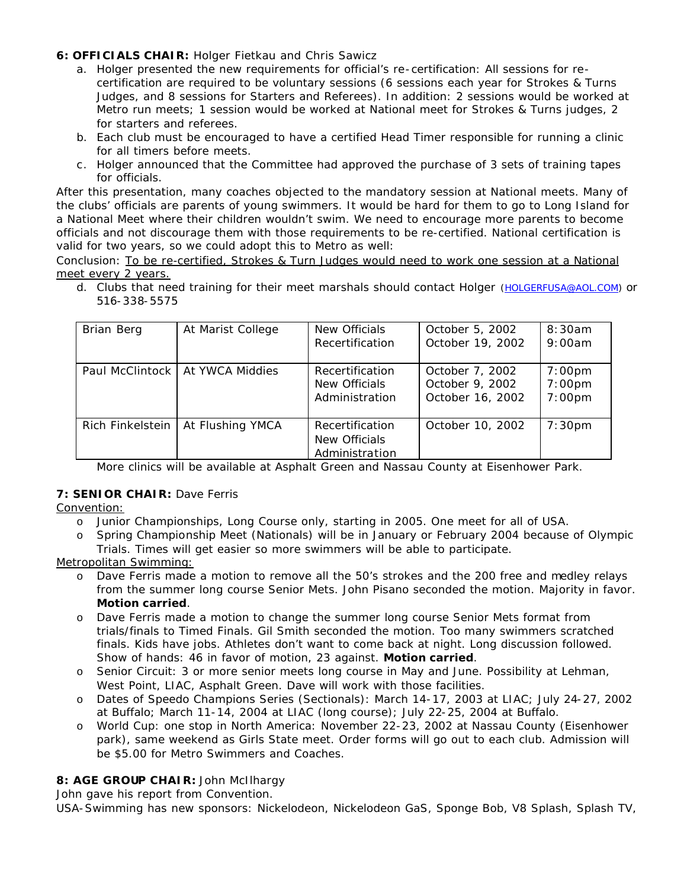**6: OFFICIALS CHAIR:** Holger Fietkau and Chris Sawicz

a. Holger presented the new requirements for official's re-certification: All sessions for re-certification are required to be voluntary sessions (6 sessions each year for Strokes & Turns Judges, and 8 sessions for Starters and Referees). In addition: 2 sessions would be worked at Metro run meets; 1 session would be worked at National meet for Strokes & Turns judges, 2 for starters and referees.
b. Each club must be encouraged to have a certified Head Timer responsible for running a clinic for all timers before meets.
c. Holger announced that the Committee had approved the purchase of 3 sets of training tapes for officials.

After this presentation, many coaches objected to the mandatory session at National meets. Many of the clubs' officials are parents of young swimmers. It would be hard for them to go to Long Island for a National Meet where their children wouldn't swim. We need to encourage more parents to become officials and not discourage them with those requirements to be re-certified. National certification is valid for two years, so we could adopt this to Metro as well:

Conclusion: <u>To be re-certified, Strokes & Turn Judges would need to work one session at a National meet every 2 years.</u>

d. Clubs that need training for their meet marshals should contact Holger (HOLGERFUSA@AOL.COM) or 516-338-5575

| | | | | |
|---|---|---|---|---|
| Brian Berg | At Marist College | New Officials<br>Recertification | October 5, 2002<br>October 19, 2002 | 8:30am<br>9:00am |
| Paul McClintock | At YWCA Middies | Recertification<br>New Officials<br>Administration | October 7, 2002<br>October 9, 2002<br>October 16, 2002 | 7:00pm<br>7:00pm<br>7:00pm |
| Rich Finkelstein | At Flushing YMCA | Recertification<br>New Officials<br>Administration | October 10, 2002 | 7:30pm |

More clinics will be available at Asphalt Green and Nassau County at Eisenhower Park.

**7: SENIOR CHAIR:** Dave Ferris

<u>Convention:</u>

- Junior Championships, Long Course only, starting in 2005. One meet for all of USA.
- Spring Championship Meet (Nationals) will be in January or February 2004 because of Olympic Trials. Times will get easier so more swimmers will be able to participate.

<u>Metropolitan Swimming:</u>

- Dave Ferris made a motion to remove all the 50's strokes and the 200 free and medley relays from the summer long course Senior Mets. John Pisano seconded the motion. Majority in favor. **Motion carried**.
- Dave Ferris made a motion to change the summer long course Senior Mets format from trials/finals to Timed Finals. Gil Smith seconded the motion. Too many swimmers scratched finals. Kids have jobs. Athletes don't want to come back at night. Long discussion followed. Show of hands: 46 in favor of motion, 23 against. **Motion carried**.
- Senior Circuit: 3 or more senior meets long course in May and June. Possibility at Lehman, West Point, LIAC, Asphalt Green. Dave will work with those facilities.
- Dates of Speedo Champions Series (Sectionals): March 14-17, 2003 at LIAC; July 24-27, 2002 at Buffalo; March 11-14, 2004 at LIAC (long course); July 22-25, 2004 at Buffalo.
- World Cup: one stop in North America: November 22-23, 2002 at Nassau County (Eisenhower park), same weekend as Girls State meet. Order forms will go out to each club. Admission will be $5.00 for Metro Swimmers and Coaches.

**8: AGE GROUP CHAIR:** John McIlhargy

John gave his report from Convention.

USA-Swimming has new sponsors: Nickelodeon, Nickelodeon GaS, Sponge Bob, V8 Splash, Splash TV,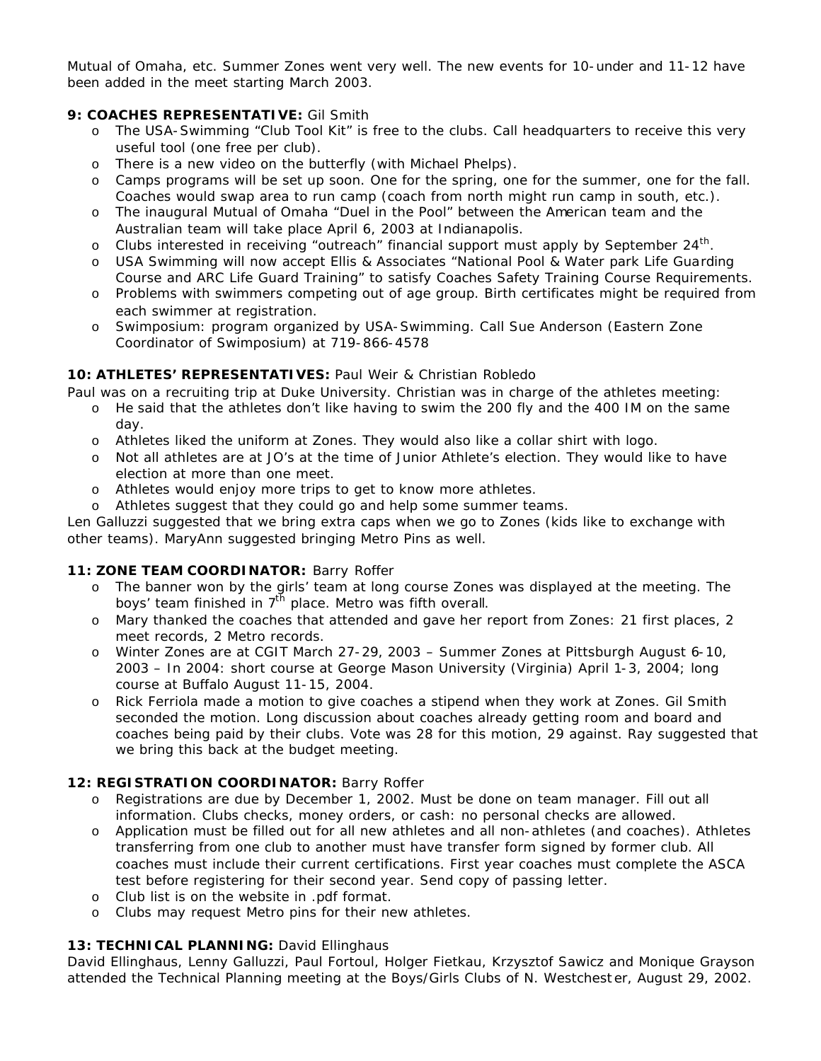Mutual of Omaha, etc. Summer Zones went very well. The new events for 10-under and 11-12 have been added in the meet starting March 2003.

**9: COACHES REPRESENTATIVE:** Gil Smith

- The USA-Swimming "Club Tool Kit" is free to the clubs. Call headquarters to receive this very useful tool (one free per club).
- There is a new video on the butterfly (with Michael Phelps).
- Camps programs will be set up soon. One for the spring, one for the summer, one for the fall. Coaches would swap area to run camp (coach from north might run camp in south, etc.).
- The inaugural Mutual of Omaha "Duel in the Pool" between the American team and the Australian team will take place April 6, 2003 at Indianapolis.
- Clubs interested in receiving "outreach" financial support must apply by September 24th.
- USA Swimming will now accept Ellis & Associates "National Pool & Water park Life Guarding Course and ARC Life Guard Training" to satisfy Coaches Safety Training Course Requirements.
- Problems with swimmers competing out of age group. Birth certificates might be required from each swimmer at registration.
- Swimposium: program organized by USA-Swimming. Call Sue Anderson (Eastern Zone Coordinator of Swimposium) at 719-866-4578

**10: ATHLETES' REPRESENTATIVES:** Paul Weir & Christian Robledo

Paul was on a recruiting trip at Duke University. Christian was in charge of the athletes meeting:

- He said that the athletes don't like having to swim the 200 fly and the 400 IM on the same day.
- Athletes liked the uniform at Zones. They would also like a collar shirt with logo.
- Not all athletes are at JO's at the time of Junior Athlete's election. They would like to have election at more than one meet.
- Athletes would enjoy more trips to get to know more athletes.
- Athletes suggest that they could go and help some summer teams.

Len Galluzzi suggested that we bring extra caps when we go to Zones (kids like to exchange with other teams). MaryAnn suggested bringing Metro Pins as well.

**11: ZONE TEAM COORDINATOR:** Barry Roffer

- The banner won by the girls' team at long course Zones was displayed at the meeting. The boys' team finished in 7th place. Metro was fifth overall.
- Mary thanked the coaches that attended and gave her report from Zones: 21 first places, 2 meet records, 2 Metro records.
- Winter Zones are at CGIT March 27-29, 2003 – Summer Zones at Pittsburgh August 6-10, 2003 – In 2004: short course at George Mason University (Virginia) April 1-3, 2004; long course at Buffalo August 11-15, 2004.
- Rick Ferriola made a motion to give coaches a stipend when they work at Zones. Gil Smith seconded the motion. Long discussion about coaches already getting room and board and coaches being paid by their clubs. Vote was 28 for this motion, 29 against. Ray suggested that we bring this back at the budget meeting.

**12: REGISTRATION COORDINATOR:** Barry Roffer

- Registrations are due by December 1, 2002. Must be done on team manager. Fill out all information. Clubs checks, money orders, or cash: no personal checks are allowed.
- Application must be filled out for all new athletes and all non-athletes (and coaches). Athletes transferring from one club to another must have transfer form signed by former club. All coaches must include their current certifications. First year coaches must complete the ASCA test before registering for their second year. Send copy of passing letter.
- Club list is on the website in .pdf format.
- Clubs may request Metro pins for their new athletes.

**13: TECHNICAL PLANNING:** David Ellinghaus

David Ellinghaus, Lenny Galluzzi, Paul Fortoul, Holger Fietkau, Krzysztof Sawicz and Monique Grayson attended the Technical Planning meeting at the Boys/Girls Clubs of N. Westchester, August 29, 2002.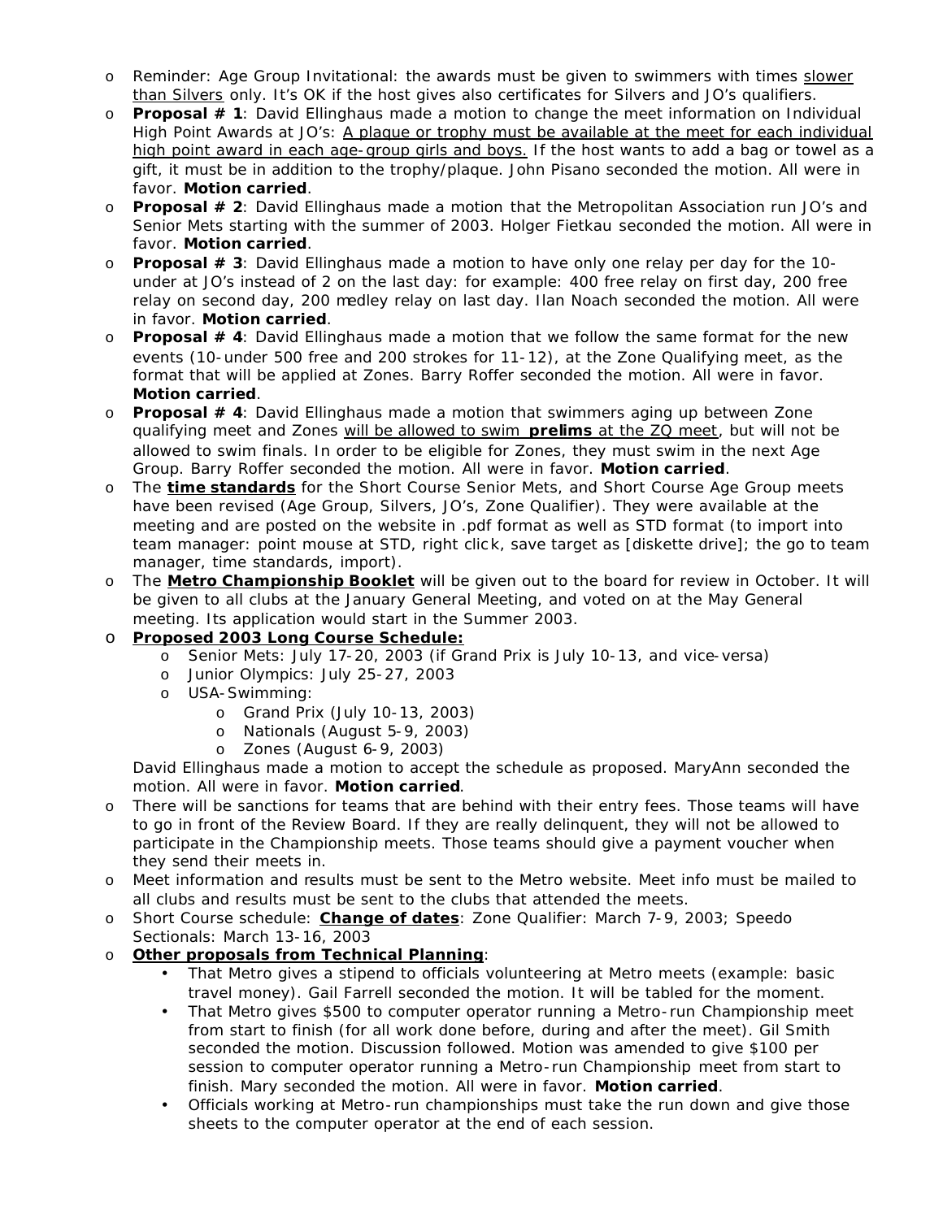- Reminder: Age Group Invitational: the awards must be given to swimmers with times <u>slower than Silvers</u> only. It's OK if the host gives also certificates for Silvers and JO's qualifiers.
- **Proposal # 1**: David Ellinghaus made a motion to change the meet information on Individual High Point Awards at JO's: <u>A plaque or trophy must be available at the meet for each individual high point award in each age-group girls and boys.</u> If the host wants to add a bag or towel as a gift, it must be in addition to the trophy/plaque. John Pisano seconded the motion. All were in favor. **Motion carried**.
- **Proposal # 2**: David Ellinghaus made a motion that the Metropolitan Association run JO's and Senior Mets starting with the summer of 2003. Holger Fietkau seconded the motion. All were in favor. **Motion carried**.
- **Proposal # 3**: David Ellinghaus made a motion to have only one relay per day for the 10-under at JO's instead of 2 on the last day: for example: 400 free relay on first day, 200 free relay on second day, 200 medley relay on last day. Ilan Noach seconded the motion. All were in favor. **Motion carried**.
- **Proposal # 4**: David Ellinghaus made a motion that we follow the same format for the new events (10-under 500 free and 200 strokes for 11-12), at the Zone Qualifying meet, as the format that will be applied at Zones. Barry Roffer seconded the motion. All were in favor. **Motion carried**.
- **Proposal # 4**: David Ellinghaus made a motion that swimmers aging up between Zone qualifying meet and Zones <u>will be allowed to swim **prelims** at the ZQ meet</u>, but will not be allowed to swim finals. In order to be eligible for Zones, they must swim in the next Age Group. Barry Roffer seconded the motion. All were in favor. **Motion carried**.
- The **<u>time standards</u>** for the Short Course Senior Mets, and Short Course Age Group meets have been revised (Age Group, Silvers, JO's, Zone Qualifier). They were available at the meeting and are posted on the website in .pdf format as well as STD format (to import into team manager: point mouse at STD, right click, save target as [diskette drive]; the go to team manager, time standards, import).
- The **<u>Metro Championship Booklet</u>** will be given out to the board for review in October. It will be given to all clubs at the January General Meeting, and voted on at the May General meeting. Its application would start in the Summer 2003.
- **<u>Proposed 2003 Long Course Schedule:</u>**
  - Senior Mets: July 17-20, 2003 (if Grand Prix is July 10-13, and vice-versa)
  - Junior Olympics: July 25-27, 2003
  - USA-Swimming:
    - Grand Prix (July 10-13, 2003)
    - Nationals (August 5-9, 2003)
    - Zones (August 6-9, 2003)

  David Ellinghaus made a motion to accept the schedule as proposed. MaryAnn seconded the motion. All were in favor. **Motion carried**.
- There will be sanctions for teams that are behind with their entry fees. Those teams will have to go in front of the Review Board. If they are really delinquent, they will not be allowed to participate in the Championship meets. Those teams should give a payment voucher when they send their meets in.
- Meet information and results must be sent to the Metro website. Meet info must be mailed to all clubs and results must be sent to the clubs that attended the meets.
- Short Course schedule: **<u>Change of dates</u>**: Zone Qualifier: March 7-9, 2003; Speedo Sectionals: March 13-16, 2003
- **<u>Other proposals from Technical Planning</u>**:
  - That Metro gives a stipend to officials volunteering at Metro meets (example: basic travel money). Gail Farrell seconded the motion. It will be tabled for the moment.
  - That Metro gives $500 to computer operator running a Metro-run Championship meet from start to finish (for all work done before, during and after the meet). Gil Smith seconded the motion. Discussion followed. Motion was amended to give $100 per session to computer operator running a Metro-run Championship meet from start to finish. Mary seconded the motion. All were in favor. **Motion carried**.
  - Officials working at Metro-run championships must take the run down and give those sheets to the computer operator at the end of each session.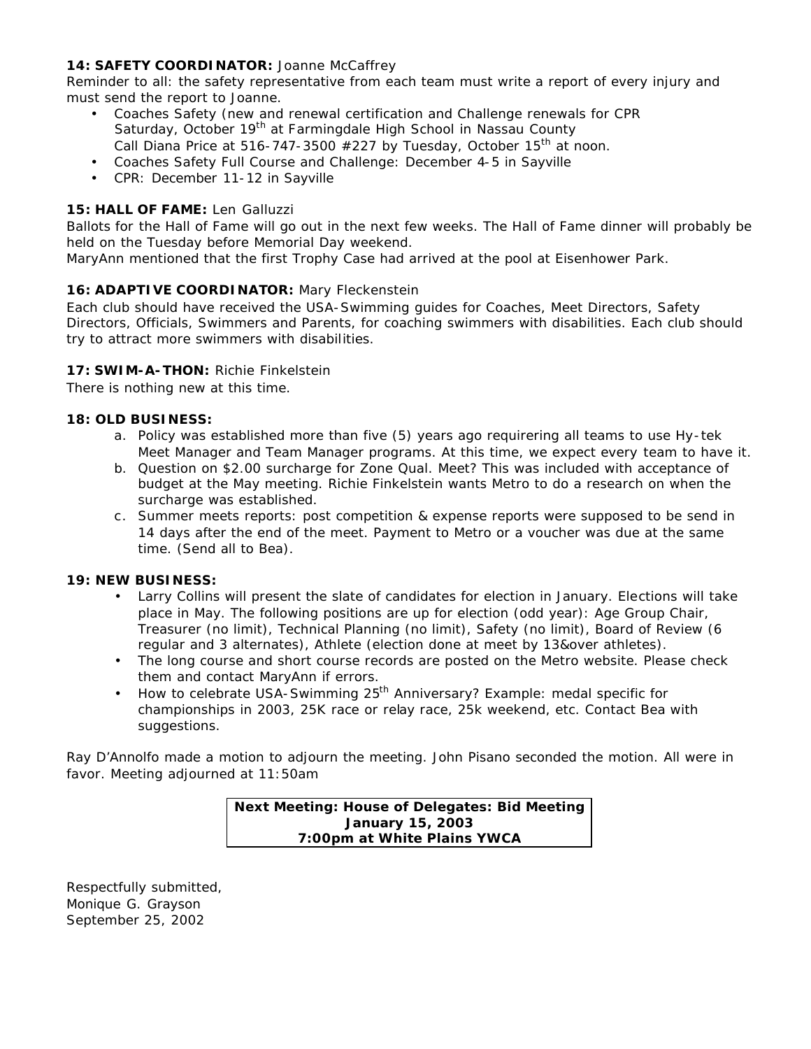**14: SAFETY COORDINATOR:** Joanne McCaffrey

Reminder to all: the safety representative from each team must write a report of every injury and must send the report to Joanne.

- Coaches Safety (new and renewal certification and Challenge renewals for CPR Saturday, October 19th at Farmingdale High School in Nassau County Call Diana Price at 516-747-3500 #227 by Tuesday, October 15th at noon.
- Coaches Safety Full Course and Challenge: December 4-5 in Sayville
- CPR: December 11-12 in Sayville

**15: HALL OF FAME:** Len Galluzzi

Ballots for the Hall of Fame will go out in the next few weeks. The Hall of Fame dinner will probably be held on the Tuesday before Memorial Day weekend.

MaryAnn mentioned that the first Trophy Case had arrived at the pool at Eisenhower Park.

**16: ADAPTIVE COORDINATOR:** Mary Fleckenstein

Each club should have received the USA-Swimming guides for Coaches, Meet Directors, Safety Directors, Officials, Swimmers and Parents, for coaching swimmers with disabilities. Each club should try to attract more swimmers with disabilities.

**17: SWIM-A-THON:** Richie Finkelstein

There is nothing new at this time.

**18: OLD BUSINESS:**

a. Policy was established more than five (5) years ago requirering all teams to use Hy-tek Meet Manager and Team Manager programs. At this time, we expect every team to have it.
b. Question on $2.00 surcharge for Zone Qual. Meet? This was included with acceptance of budget at the May meeting. Richie Finkelstein wants Metro to do a research on when the surcharge was established.
c. Summer meets reports: post competition & expense reports were supposed to be send in 14 days after the end of the meet. Payment to Metro or a voucher was due at the same time. (Send all to Bea).

**19: NEW BUSINESS:**

- Larry Collins will present the slate of candidates for election in January. Elections will take place in May. The following positions are up for election (odd year): Age Group Chair, Treasurer (no limit), Technical Planning (no limit), Safety (no limit), Board of Review (6 regular and 3 alternates), Athlete (election done at meet by 13&over athletes).
- The long course and short course records are posted on the Metro website. Please check them and contact MaryAnn if errors.
- How to celebrate USA-Swimming 25th Anniversary? Example: medal specific for championships in 2003, 25K race or relay race, 25k weekend, etc. Contact Bea with suggestions.

Ray D'Annolfo made a motion to adjourn the meeting. John Pisano seconded the motion. All were in favor. Meeting adjourned at 11:50am

**Next Meeting: House of Delegates: Bid Meeting**
**January 15, 2003**
**7:00pm at White Plains YWCA**

Respectfully submitted,
Monique G. Grayson
September 25, 2002